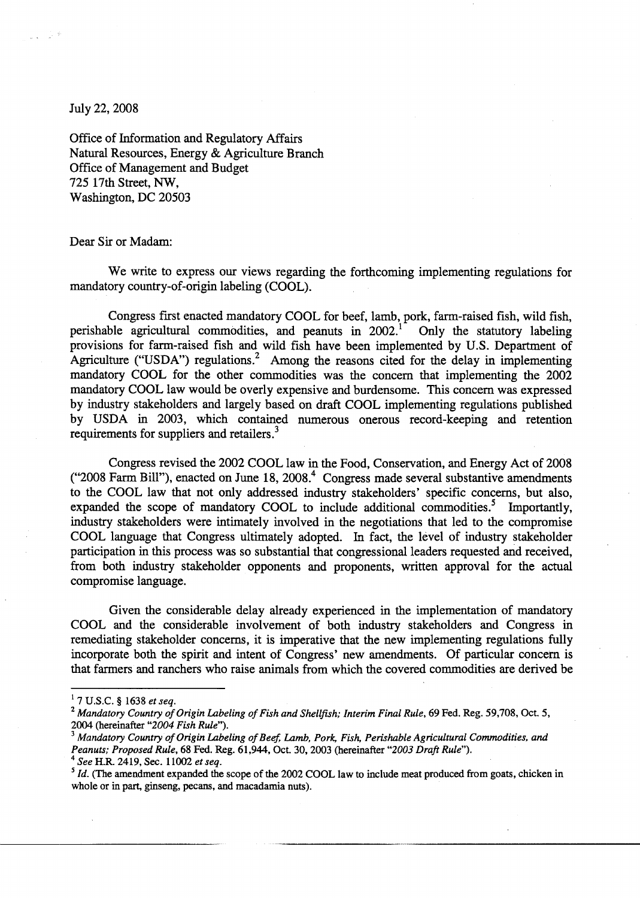July 22, 2008

Office of Information and Regulatory Affairs
Natural Resources, Energy & Agriculture Branch
Office of Management and Budget
725 17th Street, NW,
Washington, DC 20503

Dear Sir or Madam:

We write to express our views regarding the forthcoming implementing regulations for mandatory country-of-origin labeling (COOL).

Congress first enacted mandatory COOL for beef, lamb, pork, farm-raised fish, wild fish, perishable agricultural commodities, and peanuts in 2002.[1] Only the statutory labeling provisions for farm-raised fish and wild fish have been implemented by U.S. Department of Agriculture ("USDA") regulations.[2] Among the reasons cited for the delay in implementing mandatory COOL for the other commodities was the concern that implementing the 2002 mandatory COOL law would be overly expensive and burdensome. This concern was expressed by industry stakeholders and largely based on draft COOL implementing regulations published by USDA in 2003, which contained numerous onerous record-keeping and retention requirements for suppliers and retailers.[3]

Congress revised the 2002 COOL law in the Food, Conservation, and Energy Act of 2008 ("2008 Farm Bill"), enacted on June 18, 2008.[4] Congress made several substantive amendments to the COOL law that not only addressed industry stakeholders' specific concerns, but also, expanded the scope of mandatory COOL to include additional commodities.[5] Importantly, industry stakeholders were intimately involved in the negotiations that led to the compromise COOL language that Congress ultimately adopted. In fact, the level of industry stakeholder participation in this process was so substantial that congressional leaders requested and received, from both industry stakeholder opponents and proponents, written approval for the actual compromise language.

Given the considerable delay already experienced in the implementation of mandatory COOL and the considerable involvement of both industry stakeholders and Congress in remediating stakeholder concerns, it is imperative that the new implementing regulations fully incorporate both the spirit and intent of Congress' new amendments. Of particular concern is that farmers and ranchers who raise animals from which the covered commodities are derived be

---

[1] 7 U.S.C. § 1638 *et seq.*

[2] *Mandatory Country of Origin Labeling of Fish and Shellfish; Interim Final Rule*, 69 Fed. Reg. 59,708, Oct. 5, 2004 (hereinafter "*2004 Fish Rule*").

[3] *Mandatory Country of Origin Labeling of Beef, Lamb, Pork, Fish, Perishable Agricultural Commodities, and Peanuts; Proposed Rule*, 68 Fed. Reg. 61,944, Oct. 30, 2003 (hereinafter "*2003 Draft Rule*").

[4] *See* H.R. 2419, Sec. 11002 *et seq.*

[5] *Id.* (The amendment expanded the scope of the 2002 COOL law to include meat produced from goats, chicken in whole or in part, ginseng, pecans, and macadamia nuts).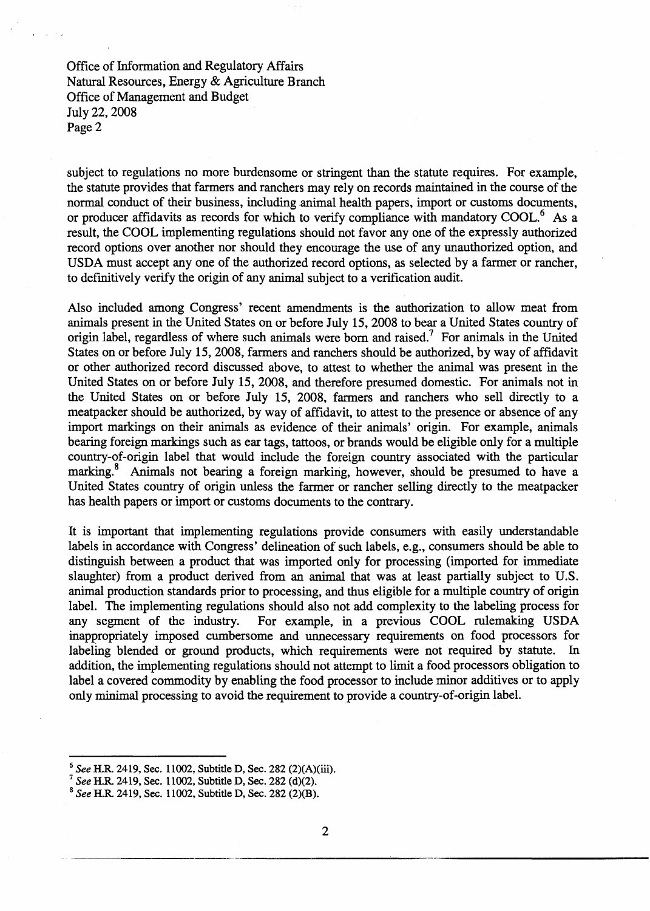subject to regulations no more burdensome or stringent than the statute requires. For example, the statute provides that farmers and ranchers may rely on records maintained in the course of the normal conduct of their business, including animal health papers, import or customs documents, or producer affidavits as records for which to verify compliance with mandatory COOL.[6] As a result, the COOL implementing regulations should not favor any one of the expressly authorized record options over another nor should they encourage the use of any unauthorized option, and USDA must accept any one of the authorized record options, as selected by a farmer or rancher, to definitively verify the origin of any animal subject to a verification audit.

Also included among Congress' recent amendments is the authorization to allow meat from animals present in the United States on or before July 15, 2008 to bear a United States country of origin label, regardless of where such animals were born and raised.[7] For animals in the United States on or before July 15, 2008, farmers and ranchers should be authorized, by way of affidavit or other authorized record discussed above, to attest to whether the animal was present in the United States on or before July 15, 2008, and therefore presumed domestic. For animals not in the United States on or before July 15, 2008, farmers and ranchers who sell directly to a meatpacker should be authorized, by way of affidavit, to attest to the presence or absence of any import markings on their animals as evidence of their animals' origin. For example, animals bearing foreign markings such as ear tags, tattoos, or brands would be eligible only for a multiple country-of-origin label that would include the foreign country associated with the particular marking.[8] Animals not bearing a foreign marking, however, should be presumed to have a United States country of origin unless the farmer or rancher selling directly to the meatpacker has health papers or import or customs documents to the contrary.

It is important that implementing regulations provide consumers with easily understandable labels in accordance with Congress' delineation of such labels, e.g., consumers should be able to distinguish between a product that was imported only for processing (imported for immediate slaughter) from a product derived from an animal that was at least partially subject to U.S. animal production standards prior to processing, and thus eligible for a multiple country of origin label. The implementing regulations should also not add complexity to the labeling process for any segment of the industry. For example, in a previous COOL rulemaking USDA inappropriately imposed cumbersome and unnecessary requirements on food processors for labeling blended or ground products, which requirements were not required by statute. In addition, the implementing regulations should not attempt to limit a food processors obligation to label a covered commodity by enabling the food processor to include minor additives or to apply only minimal processing to avoid the requirement to provide a country-of-origin label.

---

[6] *See* H.R. 2419, Sec. 11002, Subtitle D, Sec. 282 (2)(A)(iii).

[7] *See* H.R. 2419, Sec. 11002, Subtitle D, Sec. 282 (d)(2).

[8] *See* H.R. 2419, Sec. 11002, Subtitle D, Sec. 282 (2)(B).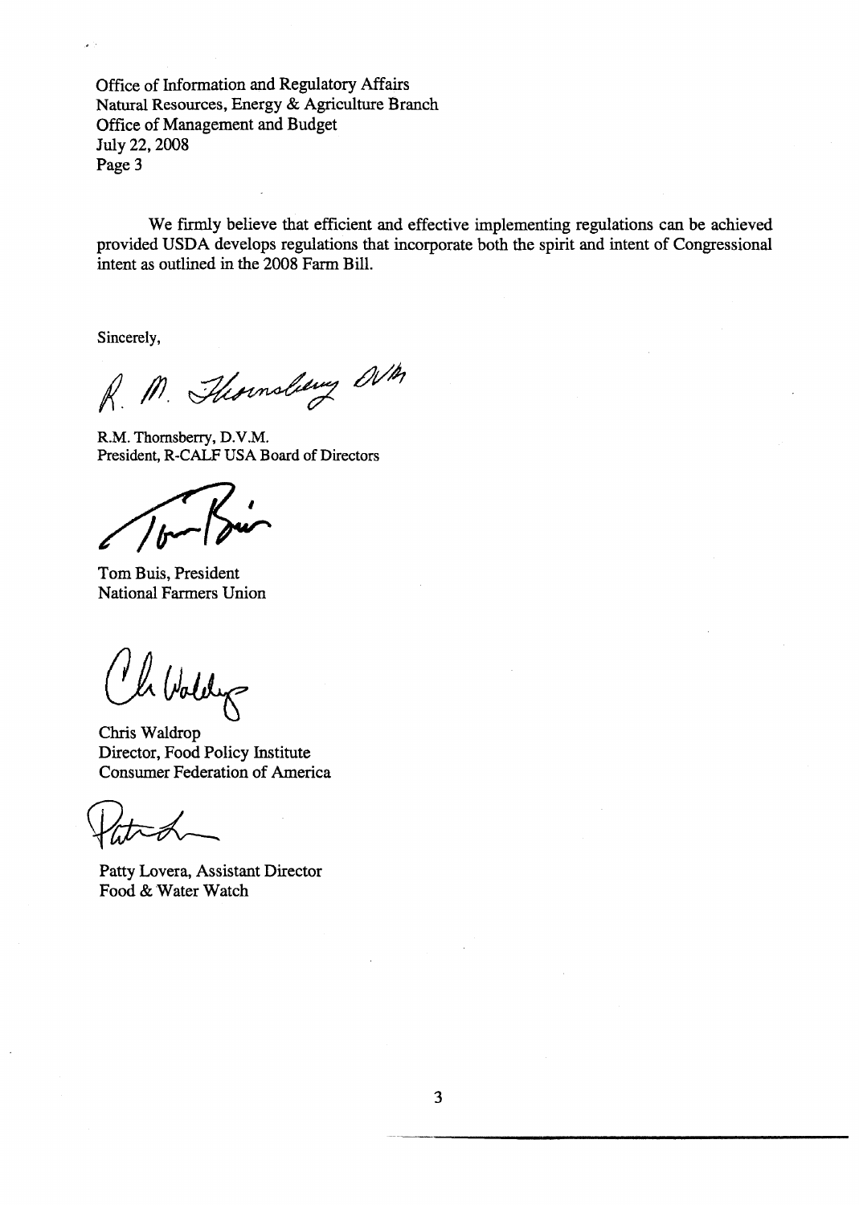Office of Information and Regulatory Affairs
Natural Resources, Energy & Agriculture Branch
Office of Management and Budget
July 22, 2008
Page 3

We firmly believe that efficient and effective implementing regulations can be achieved provided USDA develops regulations that incorporate both the spirit and intent of Congressional intent as outlined in the 2008 Farm Bill.

Sincerely,

R.M. Thornsberry, D.V.M.
President, R-CALF USA Board of Directors

Tom Buis, President
National Farmers Union

Chris Waldrop
Director, Food Policy Institute
Consumer Federation of America

Patty Lovera, Assistant Director
Food & Water Watch